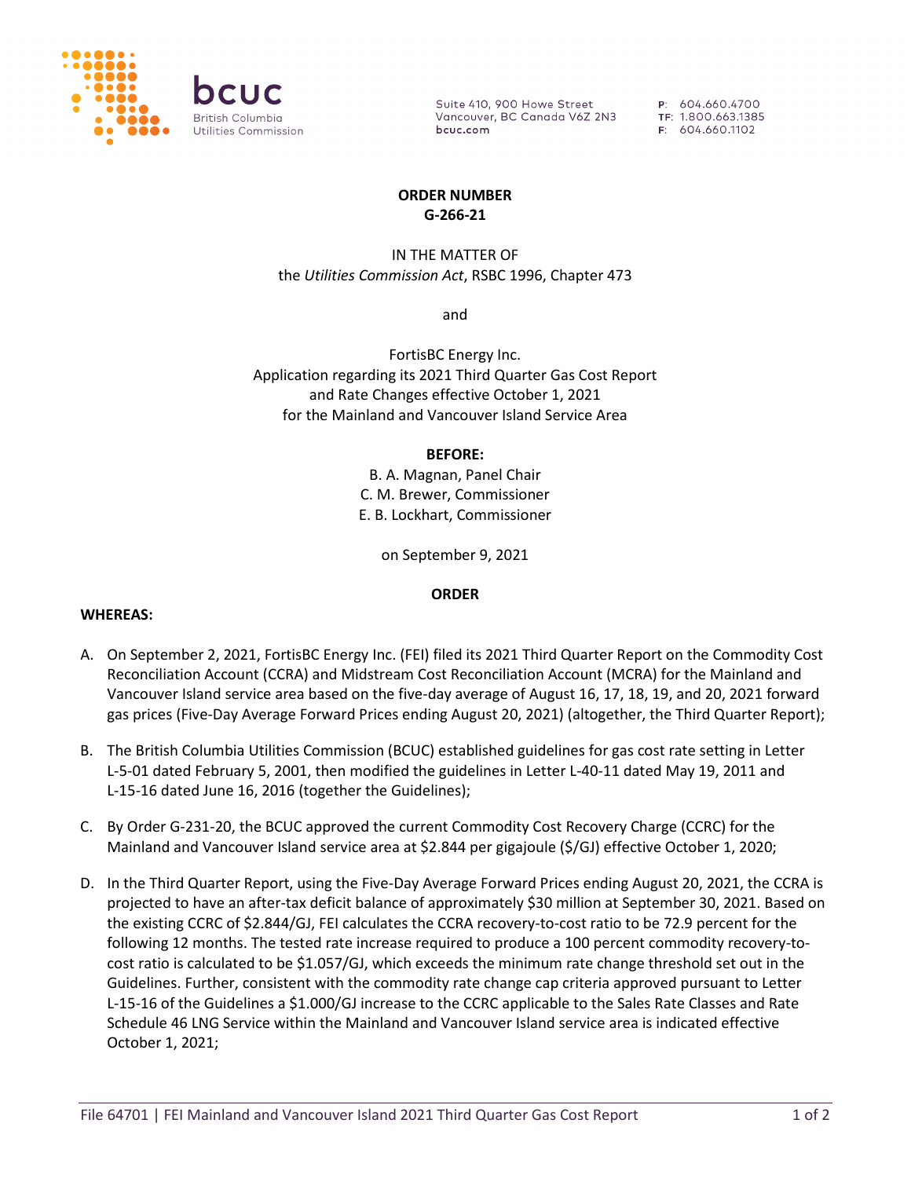bcuc
British Columbia
Utilities Commission

Suite 410, 900 Howe Street
Vancouver, BC Canada V6Z 2N3
bcuc.com

P: 604.660.4700
TF: 1.800.663.1385
F: 604.660.1102

**ORDER NUMBER**
**G-266-21**

IN THE MATTER OF
the *Utilities Commission Act*, RSBC 1996, Chapter 473

and

FortisBC Energy Inc.
Application regarding its 2021 Third Quarter Gas Cost Report
and Rate Changes effective October 1, 2021
for the Mainland and Vancouver Island Service Area

**BEFORE:**
B. A. Magnan, Panel Chair
C. M. Brewer, Commissioner
E. B. Lockhart, Commissioner

on September 9, 2021

**ORDER**

**WHEREAS:**

A. On September 2, 2021, FortisBC Energy Inc. (FEI) filed its 2021 Third Quarter Report on the Commodity Cost Reconciliation Account (CCRA) and Midstream Cost Reconciliation Account (MCRA) for the Mainland and Vancouver Island service area based on the five-day average of August 16, 17, 18, 19, and 20, 2021 forward gas prices (Five-Day Average Forward Prices ending August 20, 2021) (altogether, the Third Quarter Report);

B. The British Columbia Utilities Commission (BCUC) established guidelines for gas cost rate setting in Letter L-5-01 dated February 5, 2001, then modified the guidelines in Letter L-40-11 dated May 19, 2011 and L-15-16 dated June 16, 2016 (together the Guidelines);

C. By Order G-231-20, the BCUC approved the current Commodity Cost Recovery Charge (CCRC) for the Mainland and Vancouver Island service area at $2.844 per gigajoule ($/GJ) effective October 1, 2020;

D. In the Third Quarter Report, using the Five-Day Average Forward Prices ending August 20, 2021, the CCRA is projected to have an after-tax deficit balance of approximately $30 million at September 30, 2021. Based on the existing CCRC of $2.844/GJ, FEI calculates the CCRA recovery-to-cost ratio to be 72.9 percent for the following 12 months. The tested rate increase required to produce a 100 percent commodity recovery-to-cost ratio is calculated to be $1.057/GJ, which exceeds the minimum rate change threshold set out in the Guidelines. Further, consistent with the commodity rate change cap criteria approved pursuant to Letter L-15-16 of the Guidelines a $1.000/GJ increase to the CCRC applicable to the Sales Rate Classes and Rate Schedule 46 LNG Service within the Mainland and Vancouver Island service area is indicated effective October 1, 2021;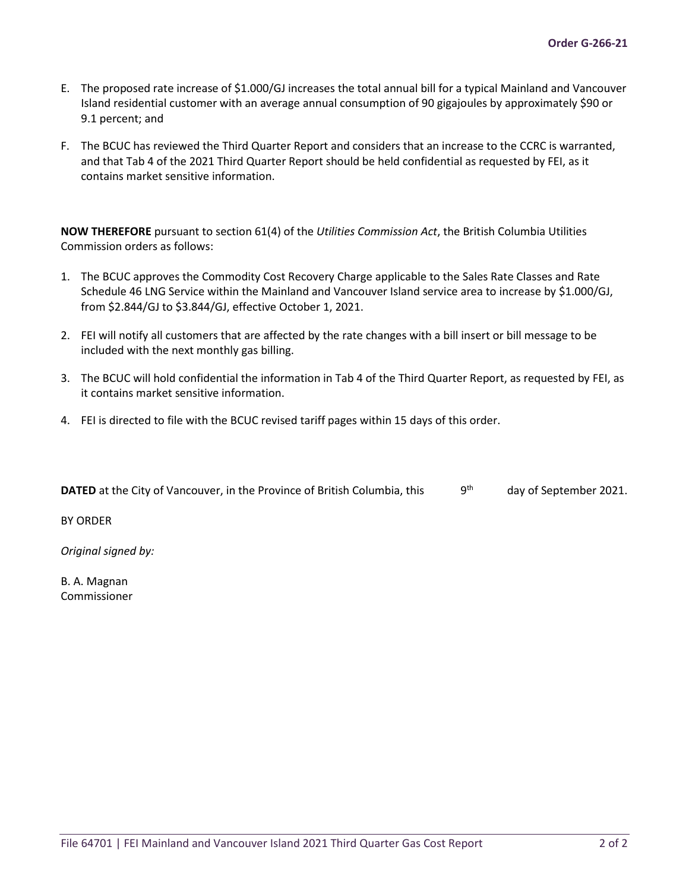E. The proposed rate increase of $1.000/GJ increases the total annual bill for a typical Mainland and Vancouver Island residential customer with an average annual consumption of 90 gigajoules by approximately $90 or 9.1 percent; and

F. The BCUC has reviewed the Third Quarter Report and considers that an increase to the CCRC is warranted, and that Tab 4 of the 2021 Third Quarter Report should be held confidential as requested by FEI, as it contains market sensitive information.

**NOW THEREFORE** pursuant to section 61(4) of the *Utilities Commission Act*, the British Columbia Utilities Commission orders as follows:

1. The BCUC approves the Commodity Cost Recovery Charge applicable to the Sales Rate Classes and Rate Schedule 46 LNG Service within the Mainland and Vancouver Island service area to increase by $1.000/GJ, from $2.844/GJ to $3.844/GJ, effective October 1, 2021.
2. FEI will notify all customers that are affected by the rate changes with a bill insert or bill message to be included with the next monthly gas billing.
3. The BCUC will hold confidential the information in Tab 4 of the Third Quarter Report, as requested by FEI, as it contains market sensitive information.
4. FEI is directed to file with the BCUC revised tariff pages within 15 days of this order.

**DATED** at the City of Vancouver, in the Province of British Columbia, this 9th day of September 2021.

BY ORDER

*Original signed by:*

B. A. Magnan
Commissioner